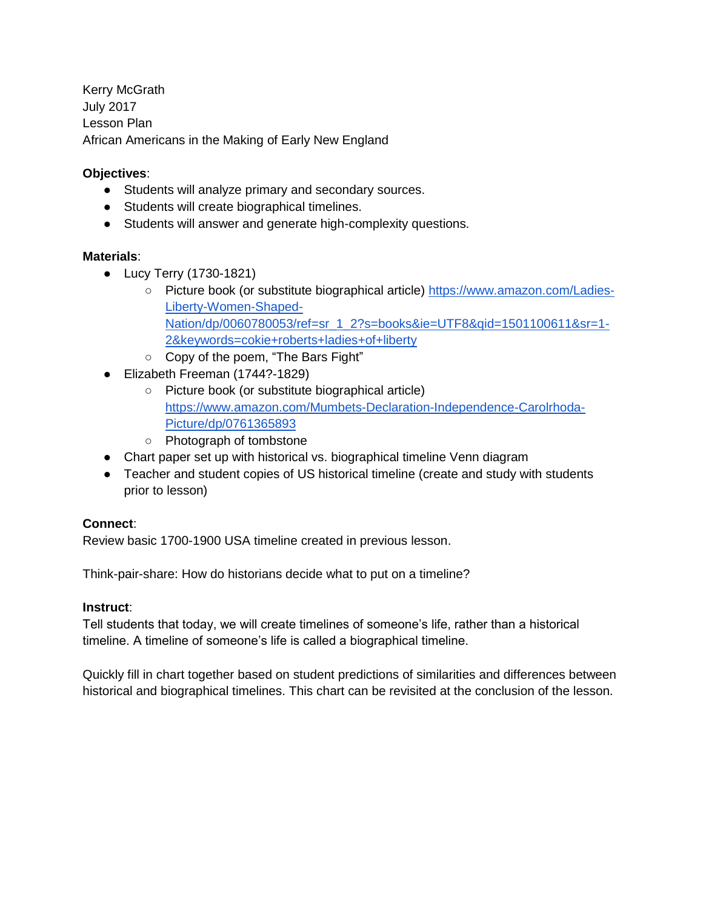Kerry McGrath
July 2017
Lesson Plan
African Americans in the Making of Early New England

**Objectives**:

- Students will analyze primary and secondary sources.
- Students will create biographical timelines.
- Students will answer and generate high-complexity questions.

**Materials**:

- Lucy Terry (1730-1821)
  - Picture book (or substitute biographical article) https://www.amazon.com/Ladies-Liberty-Women-Shaped-Nation/dp/0060780053/ref=sr_1_2?s=books&ie=UTF8&qid=1501100611&sr=1-2&keywords=cokie+roberts+ladies+of+liberty
  - Copy of the poem, "The Bars Fight"
- Elizabeth Freeman (1744?-1829)
  - Picture book (or substitute biographical article) https://www.amazon.com/Mumbets-Declaration-Independence-Carolrhoda-Picture/dp/0761365893
  - Photograph of tombstone
- Chart paper set up with historical vs. biographical timeline Venn diagram
- Teacher and student copies of US historical timeline (create and study with students prior to lesson)

**Connect**:

Review basic 1700-1900 USA timeline created in previous lesson.

Think-pair-share: How do historians decide what to put on a timeline?

**Instruct**:

Tell students that today, we will create timelines of someone's life, rather than a historical timeline. A timeline of someone's life is called a biographical timeline.

Quickly fill in chart together based on student predictions of similarities and differences between historical and biographical timelines. This chart can be revisited at the conclusion of the lesson.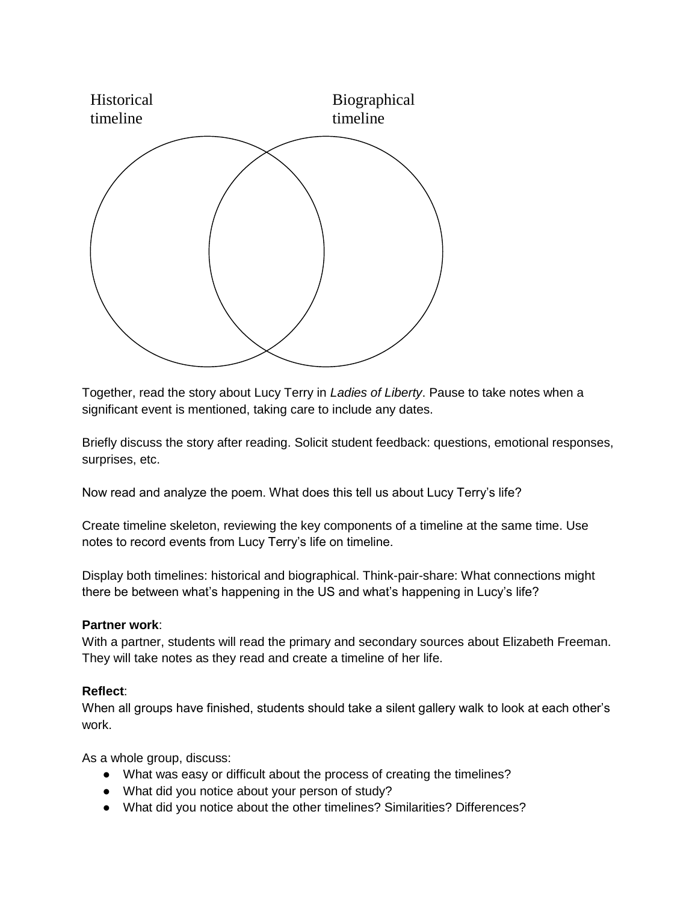Historical timeline

Biographical timeline

Together, read the story about Lucy Terry in *Ladies of Liberty*. Pause to take notes when a significant event is mentioned, taking care to include any dates.

Briefly discuss the story after reading. Solicit student feedback: questions, emotional responses, surprises, etc.

Now read and analyze the poem. What does this tell us about Lucy Terry's life?

Create timeline skeleton, reviewing the key components of a timeline at the same time. Use notes to record events from Lucy Terry's life on timeline.

Display both timelines: historical and biographical. Think-pair-share: What connections might there be between what's happening in the US and what's happening in Lucy's life?

**Partner work**:
With a partner, students will read the primary and secondary sources about Elizabeth Freeman. They will take notes as they read and create a timeline of her life.

**Reflect**:
When all groups have finished, students should take a silent gallery walk to look at each other's work.

As a whole group, discuss:

- What was easy or difficult about the process of creating the timelines?
- What did you notice about your person of study?
- What did you notice about the other timelines? Similarities? Differences?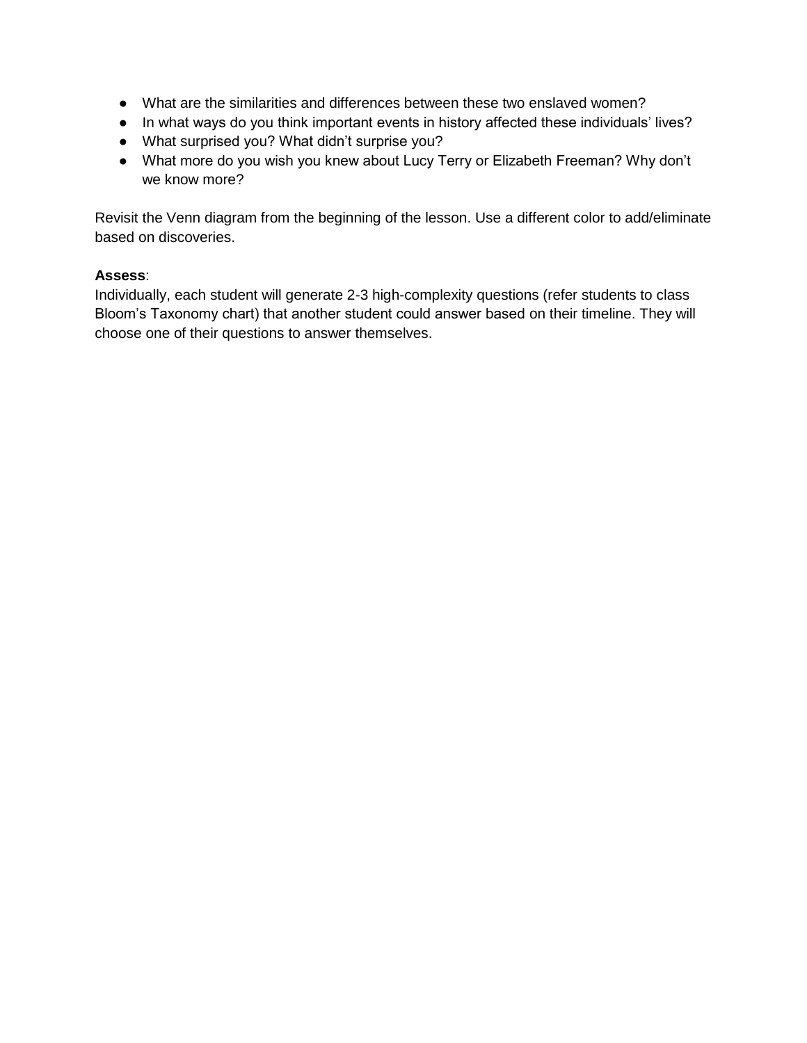- What are the similarities and differences between these two enslaved women?
- In what ways do you think important events in history affected these individuals' lives?
- What surprised you? What didn't surprise you?
- What more do you wish you knew about Lucy Terry or Elizabeth Freeman? Why don't we know more?

Revisit the Venn diagram from the beginning of the lesson. Use a different color to add/eliminate based on discoveries.

**Assess**:
Individually, each student will generate 2-3 high-complexity questions (refer students to class Bloom's Taxonomy chart) that another student could answer based on their timeline. They will choose one of their questions to answer themselves.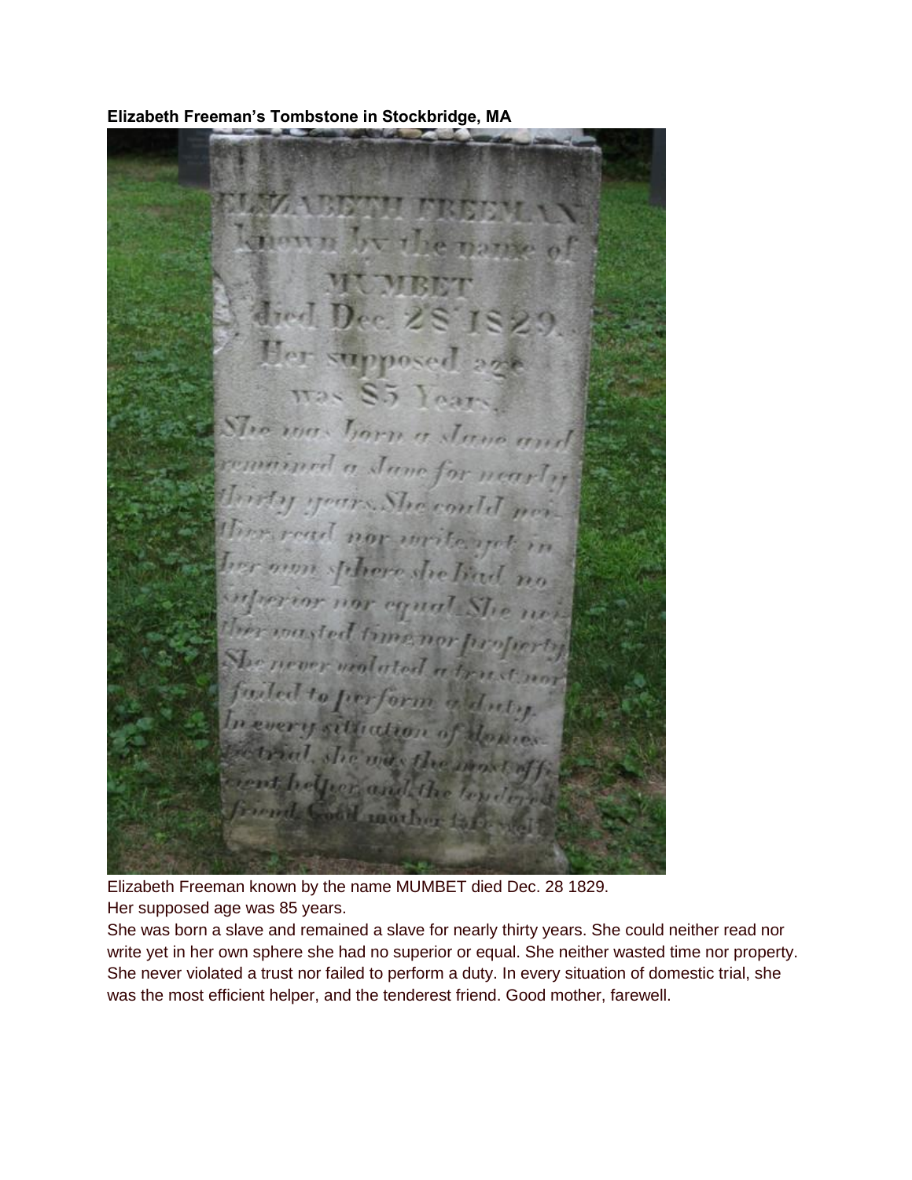**Elizabeth Freeman's Tombstone in Stockbridge, MA**

Elizabeth Freeman known by the name MUMBET died Dec. 28 1829.
Her supposed age was 85 years.
She was born a slave and remained a slave for nearly thirty years. She could neither read nor write yet in her own sphere she had no superior or equal. She neither wasted time nor property. She never violated a trust nor failed to perform a duty. In every situation of domestic trial, she was the most efficient helper, and the tenderest friend. Good mother, farewell.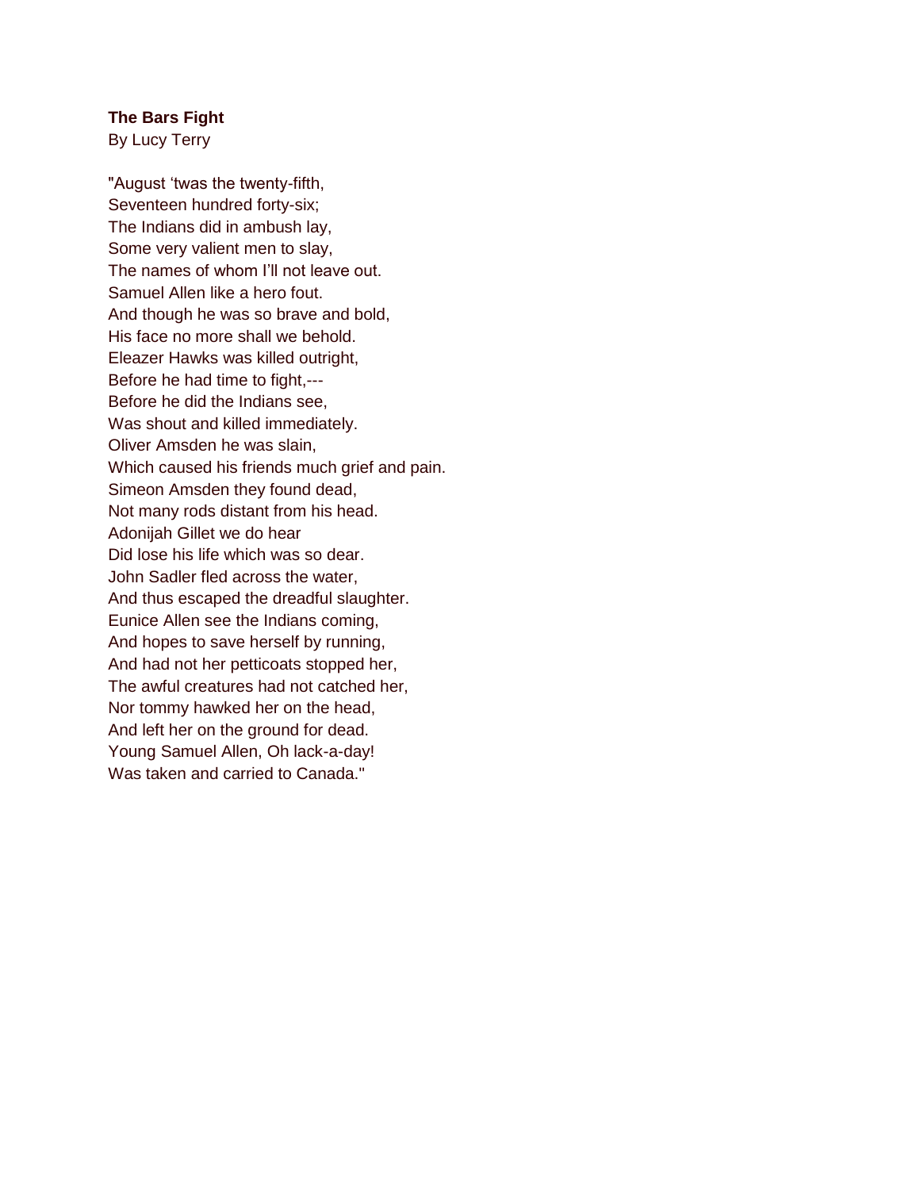**The Bars Fight**
By Lucy Terry

"August 'twas the twenty-fifth,
Seventeen hundred forty-six;
The Indians did in ambush lay,
Some very valient men to slay,
The names of whom I'll not leave out.
Samuel Allen like a hero fout.
And though he was so brave and bold,
His face no more shall we behold.
Eleazer Hawks was killed outright,
Before he had time to fight,---
Before he did the Indians see,
Was shout and killed immediately.
Oliver Amsden he was slain,
Which caused his friends much grief and pain.
Simeon Amsden they found dead,
Not many rods distant from his head.
Adonijah Gillet we do hear
Did lose his life which was so dear.
John Sadler fled across the water,
And thus escaped the dreadful slaughter.
Eunice Allen see the Indians coming,
And hopes to save herself by running,
And had not her petticoats stopped her,
The awful creatures had not catched her,
Nor tommy hawked her on the head,
And left her on the ground for dead.
Young Samuel Allen, Oh lack-a-day!
Was taken and carried to Canada."